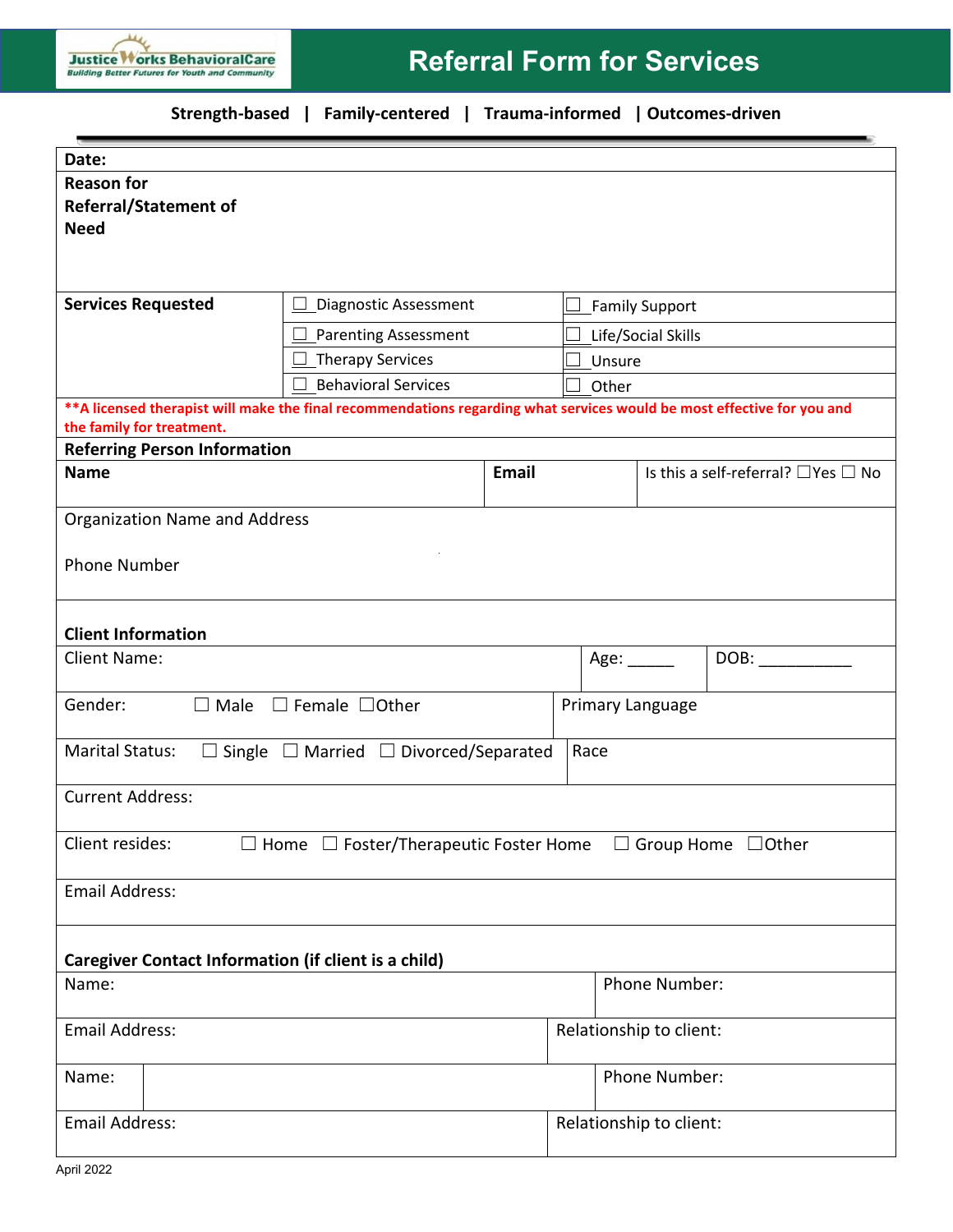JusticeWorks BehavioralCare
Building Better Futures for Youth and Community

# Referral Form for Services

**Strength-based | Family-centered | Trauma-informed | Outcomes-driven**

**Date:**

**Reason for Referral/Statement of Need**

| **Services Requested** | ☐ Diagnostic Assessment | ☐ Family Support |
|---|---|---|
| | ☐ Parenting Assessment | ☐ Life/Social Skills |
| | ☐ Therapy Services | ☐ Unsure |
| | ☐ Behavioral Services | ☐ Other |

****A licensed therapist will make the final recommendations regarding what services would be most effective for you and the family for treatment.**

**Referring Person Information**

| **Name** | **Email** | Is this a self-referral? ☐Yes ☐ No |
|---|---|---|

Organization Name and Address

Phone Number

**Client Information**

| Client Name: | Age: _____ | DOB: ___________ |
|---|---|---|

| Gender: ☐ Male ☐ Female ☐Other | Primary Language |
|---|---|
| Marital Status: ☐ Single ☐ Married ☐ Divorced/Separated | Race |

Current Address:

Client resides: ☐ Home ☐ Foster/Therapeutic Foster Home ☐ Group Home ☐Other

Email Address:

**Caregiver Contact Information (if client is a child)**

| Name: | Phone Number: |
|---|---|
| Email Address: | Relationship to client: |
| Name: | Phone Number: |
| Email Address: | Relationship to client: |

April 2022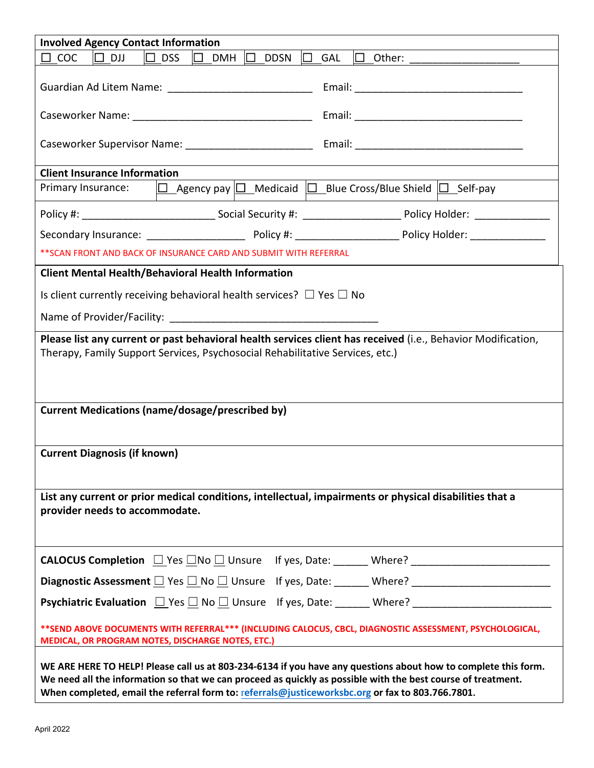**Involved Agency Contact Information**

☐ COC ☐ DJJ ☐ DSS ☐ DMH ☐ DDSN ☐ GAL ☐ Other: ___________________

Guardian Ad Litem Name: _________________________ Email: ______________________________

Caseworker Name: ________________________________ Email: ______________________________

Caseworker Supervisor Name: ______________________ Email: ______________________________

**Client Insurance Information**

Primary Insurance: ☐ Agency pay ☐ Medicaid ☐ Blue Cross/Blue Shield ☐ Self-pay

Policy #: ________________________ Social Security #: _________________ Policy Holder: _____________

Secondary Insurance: _________________ Policy #: __________________ Policy Holder: _____________

**SCAN FRONT AND BACK OF INSURANCE CARD AND SUBMIT WITH REFERRAL

**Client Mental Health/Behavioral Health Information**

Is client currently receiving behavioral health services? ☐ Yes ☐ No

Name of Provider/Facility: ____________________________________

**Please list any current or past behavioral health services client has received** (i.e., Behavior Modification, Therapy, Family Support Services, Psychosocial Rehabilitative Services, etc.)

**Current Medications (name/dosage/prescribed by)**

**Current Diagnosis (if known)**

**List any current or prior medical conditions, intellectual, impairments or physical disabilities that a provider needs to accommodate.**

**CALOCUS Completion** ☐ Yes ☐No ☐ Unsure If yes, Date: ______ Where? ________________________

**Diagnostic Assessment** ☐ Yes ☐ No ☐ Unsure If yes, Date: ______ Where? ________________________

**Psychiatric Evaluation** ☐ Yes ☐ No ☐ Unsure If yes, Date: ______ Where? ________________________

****SEND ABOVE DOCUMENTS WITH REFERRAL*** (INCLUDING CALOCUS, CBCL, DIAGNOSTIC ASSESSMENT, PSYCHOLOGICAL, MEDICAL, OR PROGRAM NOTES, DISCHARGE NOTES, ETC.)**

**WE ARE HERE TO HELP! Please call us at 803-234-6134 if you have any questions about how to complete this form. We need all the information so that we can proceed as quickly as possible with the best course of treatment. When completed, email the referral form to: referrals@justiceworksbc.org or fax to 803.766.7801.**

April 2022